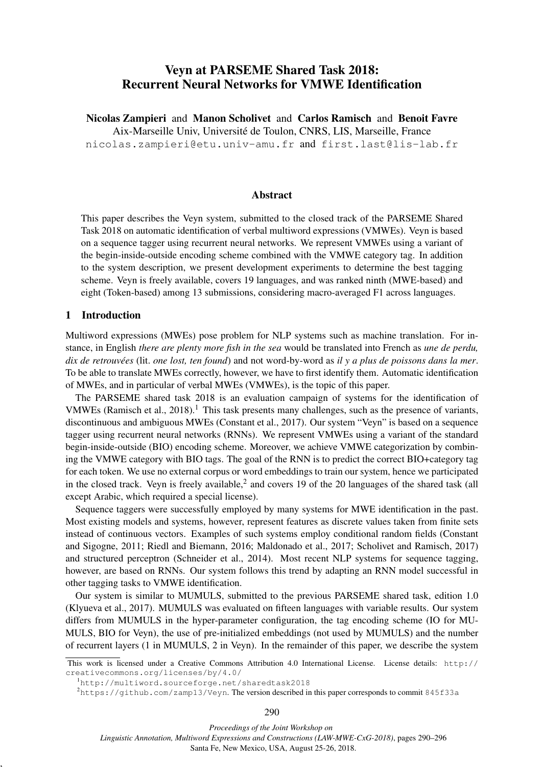# Veyn at PARSEME Shared Task 2018: Recurrent Neural Networks for VMWE Identification

**Nicolas Zampieri** and **Manon Scholivet** and **Carlos Ramisch** and **Benoit Favre**
Aix-Marseille Univ, Université de Toulon, CNRS, LIS, Marseille, France
nicolas.zampieri@etu.univ-amu.fr and first.last@lis-lab.fr

## Abstract

This paper describes the Veyn system, submitted to the closed track of the PARSEME Shared Task 2018 on automatic identification of verbal multiword expressions (VMWEs). Veyn is based on a sequence tagger using recurrent neural networks. We represent VMWEs using a variant of the begin-inside-outside encoding scheme combined with the VMWE category tag. In addition to the system description, we present development experiments to determine the best tagging scheme. Veyn is freely available, covers 19 languages, and was ranked ninth (MWE-based) and eight (Token-based) among 13 submissions, considering macro-averaged F1 across languages.

## 1 Introduction

Multiword expressions (MWEs) pose problem for NLP systems such as machine translation. For instance, in English *there are plenty more fish in the sea* would be translated into French as *une de perdu, dix de retrouvées* (lit. *one lost, ten found*) and not word-by-word as *il y a plus de poissons dans la mer*. To be able to translate MWEs correctly, however, we have to first identify them. Automatic identification of MWEs, and in particular of verbal MWEs (VMWEs), is the topic of this paper.

The PARSEME shared task 2018 is an evaluation campaign of systems for the identification of VMWEs (Ramisch et al., 2018).[1] This task presents many challenges, such as the presence of variants, discontinuous and ambiguous MWEs (Constant et al., 2017). Our system "Veyn" is based on a sequence tagger using recurrent neural networks (RNNs). We represent VMWEs using a variant of the standard begin-inside-outside (BIO) encoding scheme. Moreover, we achieve VMWE categorization by combining the VMWE category with BIO tags. The goal of the RNN is to predict the correct BIO+category tag for each token. We use no external corpus or word embeddings to train our system, hence we participated in the closed track. Veyn is freely available,[2] and covers 19 of the 20 languages of the shared task (all except Arabic, which required a special license).

Sequence taggers were successfully employed by many systems for MWE identification in the past. Most existing models and systems, however, represent features as discrete values taken from finite sets instead of continuous vectors. Examples of such systems employ conditional random fields (Constant and Sigogne, 2011; Riedl and Biemann, 2016; Maldonado et al., 2017; Scholivet and Ramisch, 2017) and structured perceptron (Schneider et al., 2014). Most recent NLP systems for sequence tagging, however, are based on RNNs. Our system follows this trend by adapting an RNN model successful in other tagging tasks to VMWE identification.

Our system is similar to MUMULS, submitted to the previous PARSEME shared task, edition 1.0 (Klyueva et al., 2017). MUMULS was evaluated on fifteen languages with variable results. Our system differs from MUMULS in the hyper-parameter configuration, the tag encoding scheme (IO for MUMULS, BIO for Veyn), the use of pre-initialized embeddings (not used by MUMULS) and the number of recurrent layers (1 in MUMULS, 2 in Veyn). In the remainder of this paper, we describe the system

This work is licensed under a Creative Commons Attribution 4.0 International License. License details: http://creativecommons.org/licenses/by/4.0/

[1] http://multiword.sourceforge.net/sharedtask2018

[2] https://github.com/zamp13/Veyn. The version described in this paper corresponds to commit 845f33a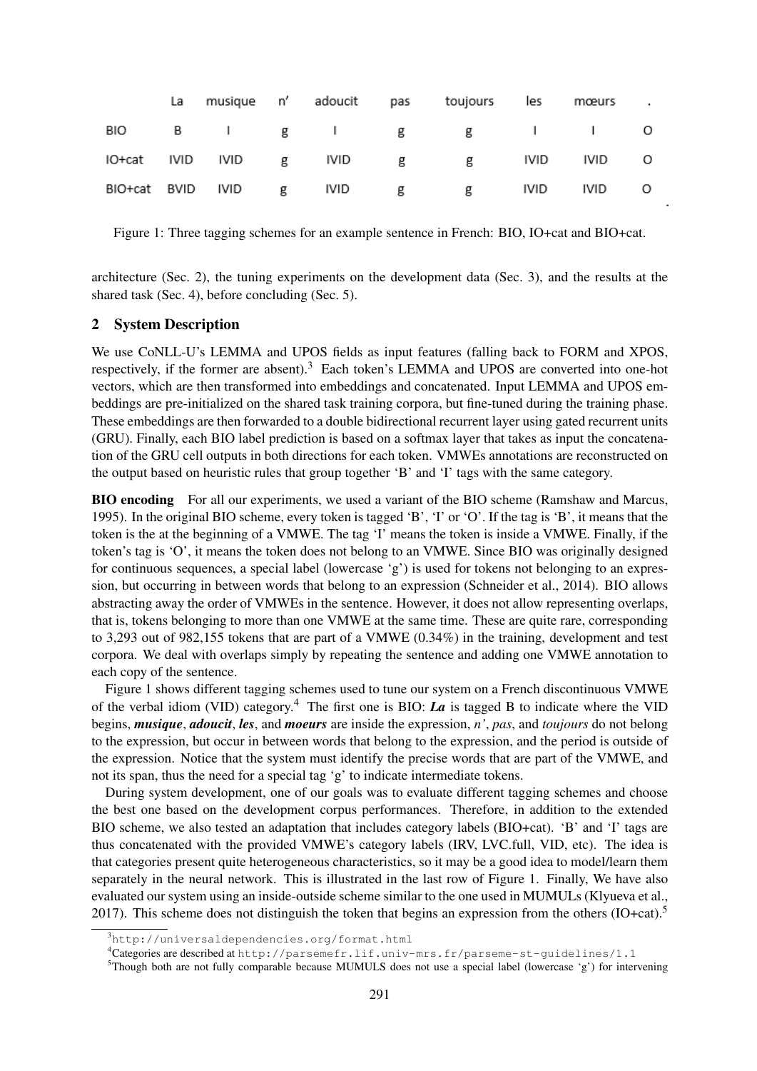|  | La | musique | n' | adoucit | pas | toujours | les | mœurs | . |
|---|---|---|---|---|---|---|---|---|---|
| BIO | B | I | g | I | g | g | I | I | O |
| IO+cat | IVID | IVID | g | IVID | g | g | IVID | IVID | O |
| BIO+cat | BVID | IVID | g | IVID | g | g | IVID | IVID | O |

Figure 1: Three tagging schemes for an example sentence in French: BIO, IO+cat and BIO+cat.

architecture (Sec. 2), the tuning experiments on the development data (Sec. 3), and the results at the shared task (Sec. 4), before concluding (Sec. 5).

## 2 System Description

We use CoNLL-U's LEMMA and UPOS fields as input features (falling back to FORM and XPOS, respectively, if the former are absent).[3] Each token's LEMMA and UPOS are converted into one-hot vectors, which are then transformed into embeddings and concatenated. Input LEMMA and UPOS embeddings are pre-initialized on the shared task training corpora, but fine-tuned during the training phase. These embeddings are then forwarded to a double bidirectional recurrent layer using gated recurrent units (GRU). Finally, each BIO label prediction is based on a softmax layer that takes as input the concatenation of the GRU cell outputs in both directions for each token. VMWEs annotations are reconstructed on the output based on heuristic rules that group together 'B' and 'I' tags with the same category.

**BIO encoding** For all our experiments, we used a variant of the BIO scheme (Ramshaw and Marcus, 1995). In the original BIO scheme, every token is tagged 'B', 'I' or 'O'. If the tag is 'B', it means that the token is the at the beginning of a VMWE. The tag 'I' means the token is inside a VMWE. Finally, if the token's tag is 'O', it means the token does not belong to an VMWE. Since BIO was originally designed for continuous sequences, a special label (lowercase 'g') is used for tokens not belonging to an expression, but occurring in between words that belong to an expression (Schneider et al., 2014). BIO allows abstracting away the order of VMWEs in the sentence. However, it does not allow representing overlaps, that is, tokens belonging to more than one VMWE at the same time. These are quite rare, corresponding to 3,293 out of 982,155 tokens that are part of a VMWE (0.34%) in the training, development and test corpora. We deal with overlaps simply by repeating the sentence and adding one VMWE annotation to each copy of the sentence.

Figure 1 shows different tagging schemes used to tune our system on a French discontinuous VMWE of the verbal idiom (VID) category.[4] The first one is BIO: ***La*** is tagged B to indicate where the VID begins, ***musique***, ***adoucit***, ***les***, and ***moeurs*** are inside the expression, *n'*, *pas*, and *toujours* do not belong to the expression, but occur in between words that belong to the expression, and the period is outside of the expression. Notice that the system must identify the precise words that are part of the VMWE, and not its span, thus the need for a special tag 'g' to indicate intermediate tokens.

During system development, one of our goals was to evaluate different tagging schemes and choose the best one based on the development corpus performances. Therefore, in addition to the extended BIO scheme, we also tested an adaptation that includes category labels (BIO+cat). 'B' and 'I' tags are thus concatenated with the provided VMWE's category labels (IRV, LVC.full, VID, etc). The idea is that categories present quite heterogeneous characteristics, so it may be a good idea to model/learn them separately in the neural network. This is illustrated in the last row of Figure 1. Finally, We have also evaluated our system using an inside-outside scheme similar to the one used in MUMULs (Klyueva et al., 2017). This scheme does not distinguish the token that begins an expression from the others (IO+cat).[5]

[3] http://universaldependencies.org/format.html

[4] Categories are described at http://parsemefr.lif.univ-mrs.fr/parseme-st-guidelines/1.1

[5] Though both are not fully comparable because MUMULS does not use a special label (lowercase 'g') for intervening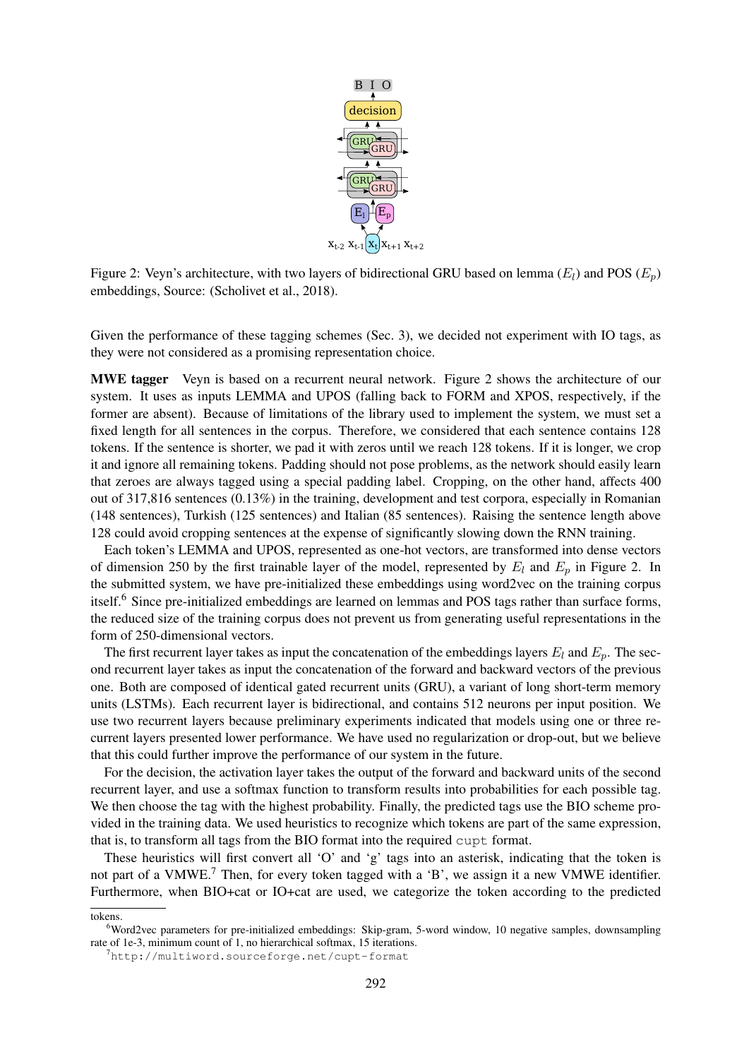Figure 2: Veyn's architecture, with two layers of bidirectional GRU based on lemma ($E_l$) and POS ($E_p$) embeddings, Source: (Scholivet et al., 2018).

Given the performance of these tagging schemes (Sec. 3), we decided not experiment with IO tags, as they were not considered as a promising representation choice.

**MWE tagger** Veyn is based on a recurrent neural network. Figure 2 shows the architecture of our system. It uses as inputs LEMMA and UPOS (falling back to FORM and XPOS, respectively, if the former are absent). Because of limitations of the library used to implement the system, we must set a fixed length for all sentences in the corpus. Therefore, we considered that each sentence contains 128 tokens. If the sentence is shorter, we pad it with zeros until we reach 128 tokens. If it is longer, we crop it and ignore all remaining tokens. Padding should not pose problems, as the network should easily learn that zeroes are always tagged using a special padding label. Cropping, on the other hand, affects 400 out of 317,816 sentences (0.13%) in the training, development and test corpora, especially in Romanian (148 sentences), Turkish (125 sentences) and Italian (85 sentences). Raising the sentence length above 128 could avoid cropping sentences at the expense of significantly slowing down the RNN training.

Each token's LEMMA and UPOS, represented as one-hot vectors, are transformed into dense vectors of dimension 250 by the first trainable layer of the model, represented by $E_l$ and $E_p$ in Figure 2. In the submitted system, we have pre-initialized these embeddings using word2vec on the training corpus itself.[6] Since pre-initialized embeddings are learned on lemmas and POS tags rather than surface forms, the reduced size of the training corpus does not prevent us from generating useful representations in the form of 250-dimensional vectors.

The first recurrent layer takes as input the concatenation of the embeddings layers $E_l$ and $E_p$. The second recurrent layer takes as input the concatenation of the forward and backward vectors of the previous one. Both are composed of identical gated recurrent units (GRU), a variant of long short-term memory units (LSTMs). Each recurrent layer is bidirectional, and contains 512 neurons per input position. We use two recurrent layers because preliminary experiments indicated that models using one or three recurrent layers presented lower performance. We have used no regularization or drop-out, but we believe that this could further improve the performance of our system in the future.

For the decision, the activation layer takes the output of the forward and backward units of the second recurrent layer, and use a softmax function to transform results into probabilities for each possible tag. We then choose the tag with the highest probability. Finally, the predicted tags use the BIO scheme provided in the training data. We used heuristics to recognize which tokens are part of the same expression, that is, to transform all tags from the BIO format into the required `cupt` format.

These heuristics will first convert all 'O' and 'g' tags into an asterisk, indicating that the token is not part of a VMWE.[7] Then, for every token tagged with a 'B', we assign it a new VMWE identifier. Furthermore, when BIO+cat or IO+cat are used, we categorize the token according to the predicted

tokens.

[6] Word2vec parameters for pre-initialized embeddings: Skip-gram, 5-word window, 10 negative samples, downsampling rate of 1e-3, minimum count of 1, no hierarchical softmax, 15 iterations.

[7] `http://multiword.sourceforge.net/cupt-format`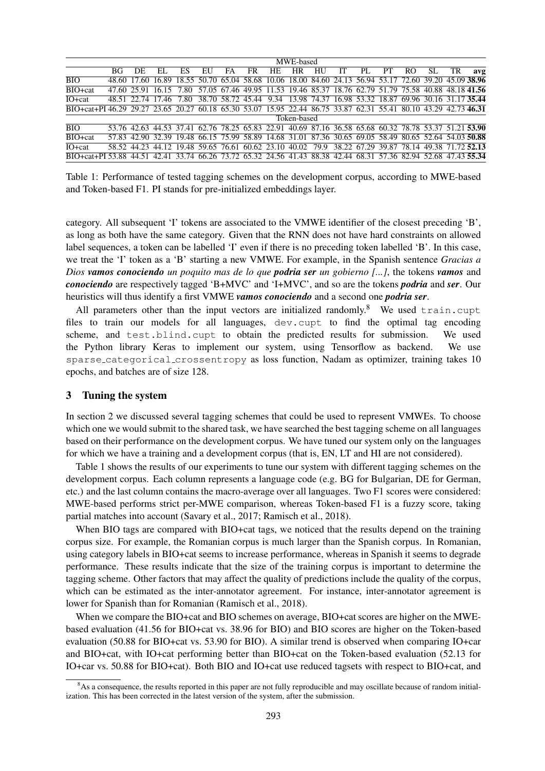| | MWE-based | | | | | | | | | | | | | | | | |
|---|---|---|---|---|---|---|---|---|---|---|---|---|---|---|---|---|---|
| | BG | DE | EL | ES | EU | FA | FR | HE | HR | HU | IT | PL | PT | RO | SL | TR | avg |
| BIO | 48.60 | 17.60 | 16.89 | 18.55 | 50.70 | 65.04 | 58.68 | 10.06 | 18.00 | 84.60 | 24.13 | 56.94 | 53.17 | 72.60 | 39.20 | 45.09 | **38.96** |
| BIO+cat | 47.60 | 25.91 | 16.15 | 7.80 | 57.05 | 67.46 | 49.95 | 11.53 | 19.46 | 85.37 | 18.76 | 62.79 | 51.79 | 75.58 | 40.88 | 48.18 | **41.56** |
| IO+cat | 48.51 | 22.74 | 17.46 | 7.80 | 38.70 | 58.72 | 45.44 | 9.34 | 13.98 | 74.37 | 16.98 | 53.32 | 18.87 | 69.96 | 30.16 | 31.17 | **35.44** |
| BIO+cat+PI | 46.29 | 29.27 | 23.65 | 20.27 | 60.18 | 65.30 | 53.07 | 15.95 | 22.44 | 86.75 | 33.87 | 62.31 | 55.41 | 80.10 | 43.29 | 42.73 | **46.31** |
| | Token-based | | | | | | | | | | | | | | | | |
| BIO | 53.76 | 42.63 | 44.53 | 37.41 | 62.76 | 78.25 | 65.83 | 22.91 | 40.69 | 87.16 | 36.58 | 65.68 | 60.32 | 78.78 | 53.37 | 51.21 | **53.90** |
| BIO+cat | 57.83 | 42.90 | 32.39 | 19.48 | 66.15 | 75.99 | 58.89 | 14.68 | 31.01 | 87.36 | 30.65 | 69.05 | 58.49 | 80.65 | 52.64 | 54.03 | **50.88** |
| IO+cat | 58.52 | 44.23 | 44.12 | 19.48 | 59.65 | 76.61 | 60.62 | 23.10 | 40.02 | 79.9 | 38.22 | 67.29 | 39.87 | 78.14 | 49.38 | 71.72 | **52.13** |
| BIO+cat+PI | 53.88 | 44.51 | 42.41 | 33.74 | 66.26 | 73.72 | 65.32 | 24.56 | 41.43 | 88.38 | 42.44 | 68.31 | 57.36 | 82.94 | 52.68 | 47.43 | **55.34** |

Table 1: Performance of tested tagging schemes on the development corpus, according to MWE-based and Token-based F1. PI stands for pre-initialized embeddings layer.

category. All subsequent 'I' tokens are associated to the VMWE identifier of the closest preceding 'B', as long as both have the same category. Given that the RNN does not have hard constraints on allowed label sequences, a token can be labelled 'I' even if there is no preceding token labelled 'B'. In this case, we treat the 'I' token as a 'B' starting a new VMWE. For example, in the Spanish sentence *Gracias a Dios* ***vamos conociendo*** *un poquito mas de lo que* ***podria ser*** *un gobierno [...]*, the tokens ***vamos*** and ***conociendo*** are respectively tagged 'B+MVC' and 'I+MVC', and so are the tokens ***podria*** and ***ser***. Our heuristics will thus identify a first VMWE ***vamos conociendo*** and a second one ***podria ser***.

All parameters other than the input vectors are initialized randomly.[8] We used `train.cupt` files to train our models for all languages, `dev.cupt` to find the optimal tag encoding scheme, and `test.blind.cupt` to obtain the predicted results for submission. We used the Python library Keras to implement our system, using Tensorflow as backend. We use `sparse_categorical_crossentropy` as loss function, Nadam as optimizer, training takes 10 epochs, and batches are of size 128.

## 3 Tuning the system

In section 2 we discussed several tagging schemes that could be used to represent VMWEs. To choose which one we would submit to the shared task, we have searched the best tagging scheme on all languages based on their performance on the development corpus. We have tuned our system only on the languages for which we have a training and a development corpus (that is, EN, LT and HI are not considered).

Table 1 shows the results of our experiments to tune our system with different tagging schemes on the development corpus. Each column represents a language code (e.g. BG for Bulgarian, DE for German, etc.) and the last column contains the macro-average over all languages. Two F1 scores were considered: MWE-based performs strict per-MWE comparison, whereas Token-based F1 is a fuzzy score, taking partial matches into account (Savary et al., 2017; Ramisch et al., 2018).

When BIO tags are compared with BIO+cat tags, we noticed that the results depend on the training corpus size. For example, the Romanian corpus is much larger than the Spanish corpus. In Romanian, using category labels in BIO+cat seems to increase performance, whereas in Spanish it seems to degrade performance. These results indicate that the size of the training corpus is important to determine the tagging scheme. Other factors that may affect the quality of predictions include the quality of the corpus, which can be estimated as the inter-annotator agreement. For instance, inter-annotator agreement is lower for Spanish than for Romanian (Ramisch et al., 2018).

When we compare the BIO+cat and BIO schemes on average, BIO+cat scores are higher on the MWE-based evaluation (41.56 for BIO+cat vs. 38.96 for BIO) and BIO scores are higher on the Token-based evaluation (50.88 for BIO+cat vs. 53.90 for BIO). A similar trend is observed when comparing IO+car and BIO+cat, with IO+cat performing better than BIO+cat on the Token-based evaluation (52.13 for IO+car vs. 50.88 for BIO+cat). Both BIO and IO+cat use reduced tagsets with respect to BIO+cat, and

[8]As a consequence, the results reported in this paper are not fully reproducible and may oscillate because of random initialization. This has been corrected in the latest version of the system, after the submission.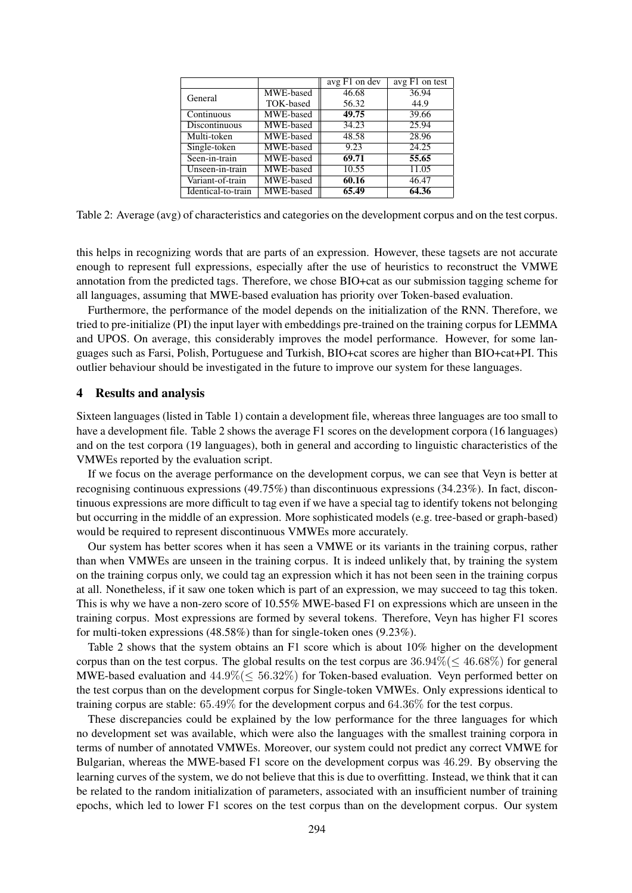| | | avg F1 on dev | avg F1 on test |
|---|---|---|---|
| General | MWE-based | 46.68 | 36.94 |
| | TOK-based | 56.32 | 44.9 |
| Continuous | MWE-based | **49.75** | 39.66 |
| Discontinuous | MWE-based | 34.23 | 25.94 |
| Multi-token | MWE-based | 48.58 | 28.96 |
| Single-token | MWE-based | 9.23 | 24.25 |
| Seen-in-train | MWE-based | **69.71** | **55.65** |
| Unseen-in-train | MWE-based | 10.55 | 11.05 |
| Variant-of-train | MWE-based | **60.16** | 46.47 |
| Identical-to-train | MWE-based | **65.49** | **64.36** |

Table 2: Average (avg) of characteristics and categories on the development corpus and on the test corpus.

this helps in recognizing words that are parts of an expression. However, these tagsets are not accurate enough to represent full expressions, especially after the use of heuristics to reconstruct the VMWE annotation from the predicted tags. Therefore, we chose BIO+cat as our submission tagging scheme for all languages, assuming that MWE-based evaluation has priority over Token-based evaluation.

Furthermore, the performance of the model depends on the initialization of the RNN. Therefore, we tried to pre-initialize (PI) the input layer with embeddings pre-trained on the training corpus for LEMMA and UPOS. On average, this considerably improves the model performance. However, for some languages such as Farsi, Polish, Portuguese and Turkish, BIO+cat scores are higher than BIO+cat+PI. This outlier behaviour should be investigated in the future to improve our system for these languages.

## 4 Results and analysis

Sixteen languages (listed in Table 1) contain a development file, whereas three languages are too small to have a development file. Table 2 shows the average F1 scores on the development corpora (16 languages) and on the test corpora (19 languages), both in general and according to linguistic characteristics of the VMWEs reported by the evaluation script.

If we focus on the average performance on the development corpus, we can see that Veyn is better at recognising continuous expressions (49.75%) than discontinuous expressions (34.23%). In fact, discontinuous expressions are more difficult to tag even if we have a special tag to identify tokens not belonging but occurring in the middle of an expression. More sophisticated models (e.g. tree-based or graph-based) would be required to represent discontinuous VMWEs more accurately.

Our system has better scores when it has seen a VMWE or its variants in the training corpus, rather than when VMWEs are unseen in the training corpus. It is indeed unlikely that, by training the system on the training corpus only, we could tag an expression which it has not been seen in the training corpus at all. Nonetheless, if it saw one token which is part of an expression, we may succeed to tag this token. This is why we have a non-zero score of 10.55% MWE-based F1 on expressions which are unseen in the training corpus. Most expressions are formed by several tokens. Therefore, Veyn has higher F1 scores for multi-token expressions (48.58%) than for single-token ones (9.23%).

Table 2 shows that the system obtains an F1 score which is about 10% higher on the development corpus than on the test corpus. The global results on the test corpus are $36.94\% (\leq 46.68\%)$ for general MWE-based evaluation and $44.9\% (\leq 56.32\%)$ for Token-based evaluation. Veyn performed better on the test corpus than on the development corpus for Single-token VMWEs. Only expressions identical to training corpus are stable: $65.49\%$ for the development corpus and $64.36\%$ for the test corpus.

These discrepancies could be explained by the low performance for the three languages for which no development set was available, which were also the languages with the smallest training corpora in terms of number of annotated VMWEs. Moreover, our system could not predict any correct VMWE for Bulgarian, whereas the MWE-based F1 score on the development corpus was $46.29$. By observing the learning curves of the system, we do not believe that this is due to overfitting. Instead, we think that it can be related to the random initialization of parameters, associated with an insufficient number of training epochs, which led to lower F1 scores on the test corpus than on the development corpus. Our system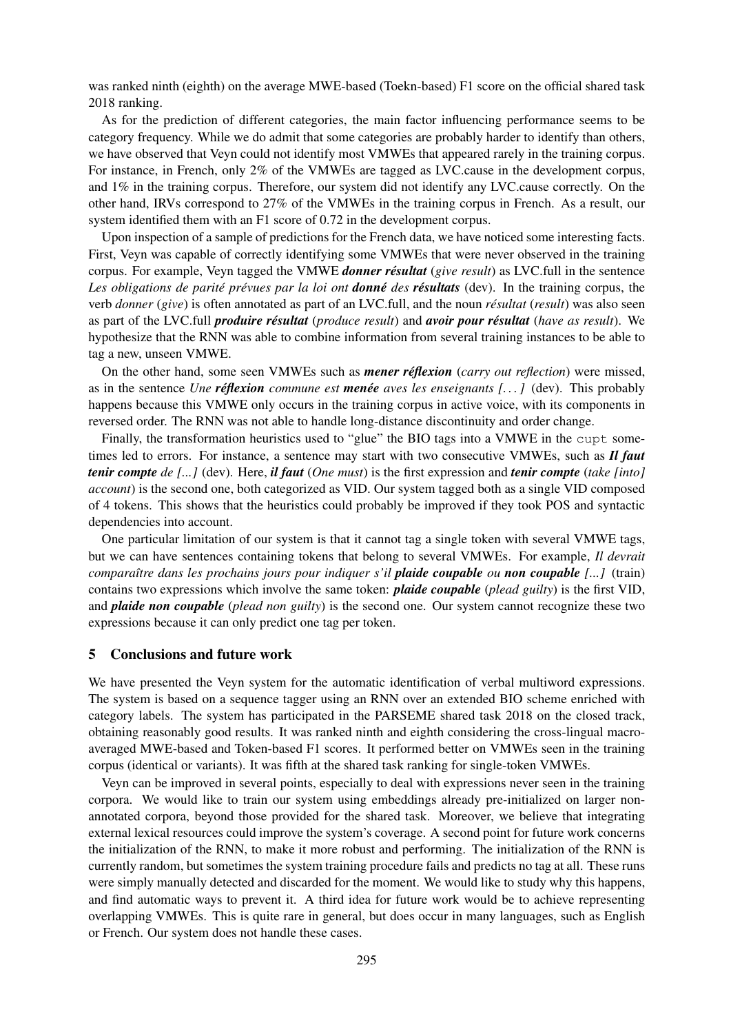was ranked ninth (eighth) on the average MWE-based (Toekn-based) F1 score on the official shared task 2018 ranking.

As for the prediction of different categories, the main factor influencing performance seems to be category frequency. While we do admit that some categories are probably harder to identify than others, we have observed that Veyn could not identify most VMWEs that appeared rarely in the training corpus. For instance, in French, only 2% of the VMWEs are tagged as LVC.cause in the development corpus, and 1% in the training corpus. Therefore, our system did not identify any LVC.cause correctly. On the other hand, IRVs correspond to 27% of the VMWEs in the training corpus in French. As a result, our system identified them with an F1 score of 0.72 in the development corpus.

Upon inspection of a sample of predictions for the French data, we have noticed some interesting facts. First, Veyn was capable of correctly identifying some VMWEs that were never observed in the training corpus. For example, Veyn tagged the VMWE ***donner résultat*** (*give result*) as LVC.full in the sentence *Les obligations de parité prévues par la loi ont **donné** des **résultats*** (dev). In the training corpus, the verb *donner* (*give*) is often annotated as part of an LVC.full, and the noun *résultat* (*result*) was also seen as part of the LVC.full ***produire résultat*** (*produce result*) and ***avoir pour résultat*** (*have as result*). We hypothesize that the RNN was able to combine information from several training instances to be able to tag a new, unseen VMWE.

On the other hand, some seen VMWEs such as ***mener réflexion*** (*carry out reflection*) were missed, as in the sentence *Une **réflexion** commune est **menée** aves les enseignants [. . . ]* (dev). This probably happens because this VMWE only occurs in the training corpus in active voice, with its components in reversed order. The RNN was not able to handle long-distance discontinuity and order change.

Finally, the transformation heuristics used to "glue" the BIO tags into a VMWE in the `cupt` sometimes led to errors. For instance, a sentence may start with two consecutive VMWEs, such as ***Il faut tenir compte** de [...]* (dev). Here, ***il faut*** (*One must*) is the first expression and ***tenir compte*** (*take [into] account*) is the second one, both categorized as VID. Our system tagged both as a single VID composed of 4 tokens. This shows that the heuristics could probably be improved if they took POS and syntactic dependencies into account.

One particular limitation of our system is that it cannot tag a single token with several VMWE tags, but we can have sentences containing tokens that belong to several VMWEs. For example, *Il devrait comparaître dans les prochains jours pour indiquer s'il **plaide coupable** ou **non coupable** [...]* (train) contains two expressions which involve the same token: ***plaide coupable*** (*plead guilty*) is the first VID, and ***plaide non coupable*** (*plead non guilty*) is the second one. Our system cannot recognize these two expressions because it can only predict one tag per token.

## 5 Conclusions and future work

We have presented the Veyn system for the automatic identification of verbal multiword expressions. The system is based on a sequence tagger using an RNN over an extended BIO scheme enriched with category labels. The system has participated in the PARSEME shared task 2018 on the closed track, obtaining reasonably good results. It was ranked ninth and eighth considering the cross-lingual macro-averaged MWE-based and Token-based F1 scores. It performed better on VMWEs seen in the training corpus (identical or variants). It was fifth at the shared task ranking for single-token VMWEs.

Veyn can be improved in several points, especially to deal with expressions never seen in the training corpora. We would like to train our system using embeddings already pre-initialized on larger non-annotated corpora, beyond those provided for the shared task. Moreover, we believe that integrating external lexical resources could improve the system's coverage. A second point for future work concerns the initialization of the RNN, to make it more robust and performing. The initialization of the RNN is currently random, but sometimes the system training procedure fails and predicts no tag at all. These runs were simply manually detected and discarded for the moment. We would like to study why this happens, and find automatic ways to prevent it. A third idea for future work would be to achieve representing overlapping VMWEs. This is quite rare in general, but does occur in many languages, such as English or French. Our system does not handle these cases.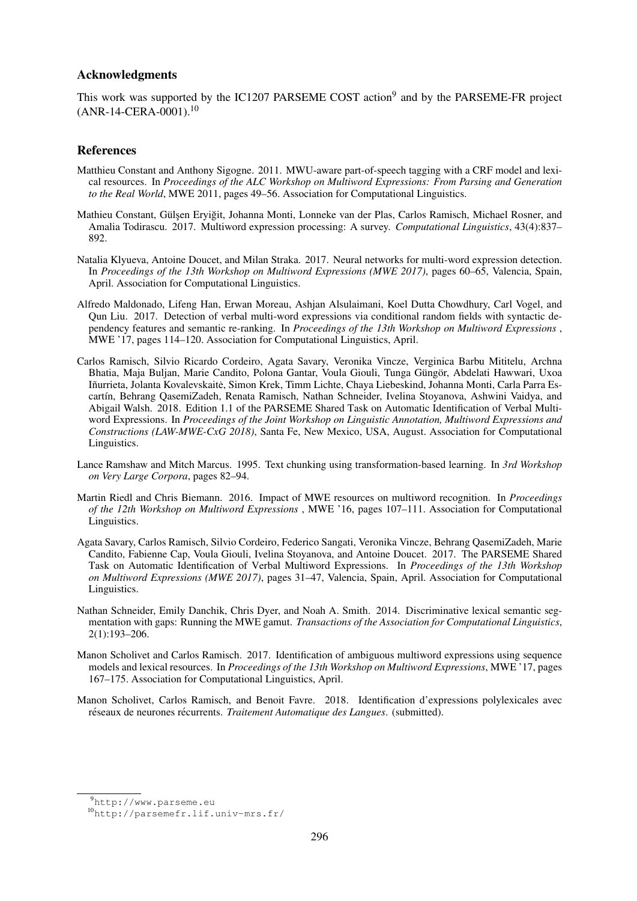## Acknowledgments

This work was supported by the IC1207 PARSEME COST action[9] and by the PARSEME-FR project (ANR-14-CERA-0001).[10]

## References

Matthieu Constant and Anthony Sigogne. 2011. MWU-aware part-of-speech tagging with a CRF model and lexical resources. In *Proceedings of the ALC Workshop on Multiword Expressions: From Parsing and Generation to the Real World*, MWE 2011, pages 49–56. Association for Computational Linguistics.

Mathieu Constant, Gülşen Eryiğit, Johanna Monti, Lonneke van der Plas, Carlos Ramisch, Michael Rosner, and Amalia Todirascu. 2017. Multiword expression processing: A survey. *Computational Linguistics*, 43(4):837–892.

Natalia Klyueva, Antoine Doucet, and Milan Straka. 2017. Neural networks for multi-word expression detection. In *Proceedings of the 13th Workshop on Multiword Expressions (MWE 2017)*, pages 60–65, Valencia, Spain, April. Association for Computational Linguistics.

Alfredo Maldonado, Lifeng Han, Erwan Moreau, Ashjan Alsulaimani, Koel Dutta Chowdhury, Carl Vogel, and Qun Liu. 2017. Detection of verbal multi-word expressions via conditional random fields with syntactic dependency features and semantic re-ranking. In *Proceedings of the 13th Workshop on Multiword Expressions* , MWE '17, pages 114–120. Association for Computational Linguistics, April.

Carlos Ramisch, Silvio Ricardo Cordeiro, Agata Savary, Veronika Vincze, Verginica Barbu Mititelu, Archna Bhatia, Maja Buljan, Marie Candito, Polona Gantar, Voula Giouli, Tunga Güngör, Abdelati Hawwari, Uxoa Iñurrieta, Jolanta Kovalevskaitė, Simon Krek, Timm Lichte, Chaya Liebeskind, Johanna Monti, Carla Parra Escartín, Behrang QasemiZadeh, Renata Ramisch, Nathan Schneider, Ivelina Stoyanova, Ashwini Vaidya, and Abigail Walsh. 2018. Edition 1.1 of the PARSEME Shared Task on Automatic Identification of Verbal Multiword Expressions. In *Proceedings of the Joint Workshop on Linguistic Annotation, Multiword Expressions and Constructions (LAW-MWE-CxG 2018)*, Santa Fe, New Mexico, USA, August. Association for Computational Linguistics.

Lance Ramshaw and Mitch Marcus. 1995. Text chunking using transformation-based learning. In *3rd Workshop on Very Large Corpora*, pages 82–94.

Martin Riedl and Chris Biemann. 2016. Impact of MWE resources on multiword recognition. In *Proceedings of the 12th Workshop on Multiword Expressions* , MWE '16, pages 107–111. Association for Computational Linguistics.

Agata Savary, Carlos Ramisch, Silvio Cordeiro, Federico Sangati, Veronika Vincze, Behrang QasemiZadeh, Marie Candito, Fabienne Cap, Voula Giouli, Ivelina Stoyanova, and Antoine Doucet. 2017. The PARSEME Shared Task on Automatic Identification of Verbal Multiword Expressions. In *Proceedings of the 13th Workshop on Multiword Expressions (MWE 2017)*, pages 31–47, Valencia, Spain, April. Association for Computational Linguistics.

Nathan Schneider, Emily Danchik, Chris Dyer, and Noah A. Smith. 2014. Discriminative lexical semantic segmentation with gaps: Running the MWE gamut. *Transactions of the Association for Computational Linguistics*, 2(1):193–206.

Manon Scholivet and Carlos Ramisch. 2017. Identification of ambiguous multiword expressions using sequence models and lexical resources. In *Proceedings of the 13th Workshop on Multiword Expressions*, MWE '17, pages 167–175. Association for Computational Linguistics, April.

Manon Scholivet, Carlos Ramisch, and Benoit Favre. 2018. Identification d'expressions polylexicales avec réseaux de neurones récurrents. *Traitement Automatique des Langues*. (submitted).

[9] http://www.parseme.eu

[10] http://parsemefr.lif.univ-mrs.fr/